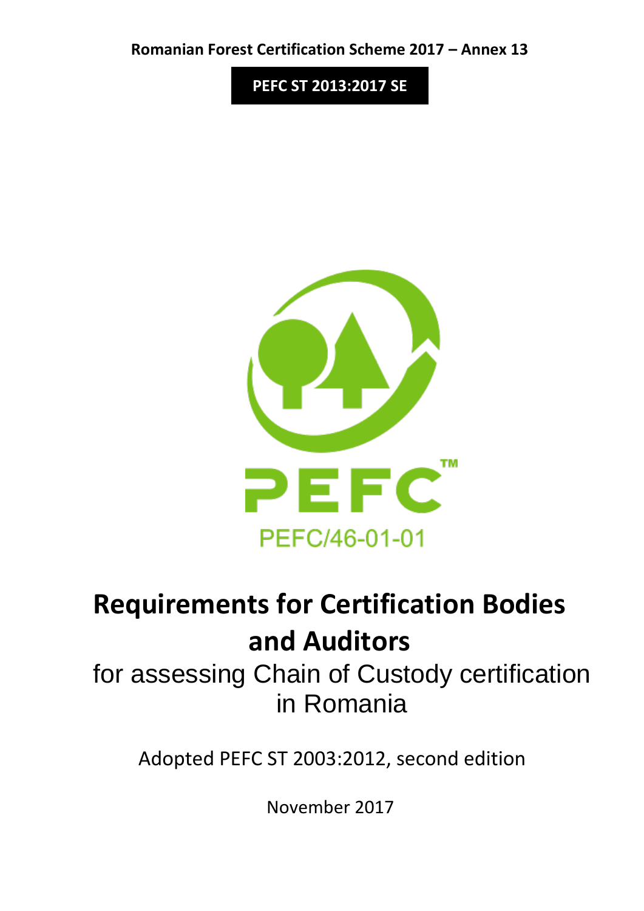Romanian Forest Certification Scheme 2017 – Annex 13

**PEFC ST 2013:2017 SE**

PEFC/46-01-01

# Requirements for Certification Bodies and Auditors

for assessing Chain of Custody certification in Romania

Adopted PEFC ST 2003:2012, second edition

November 2017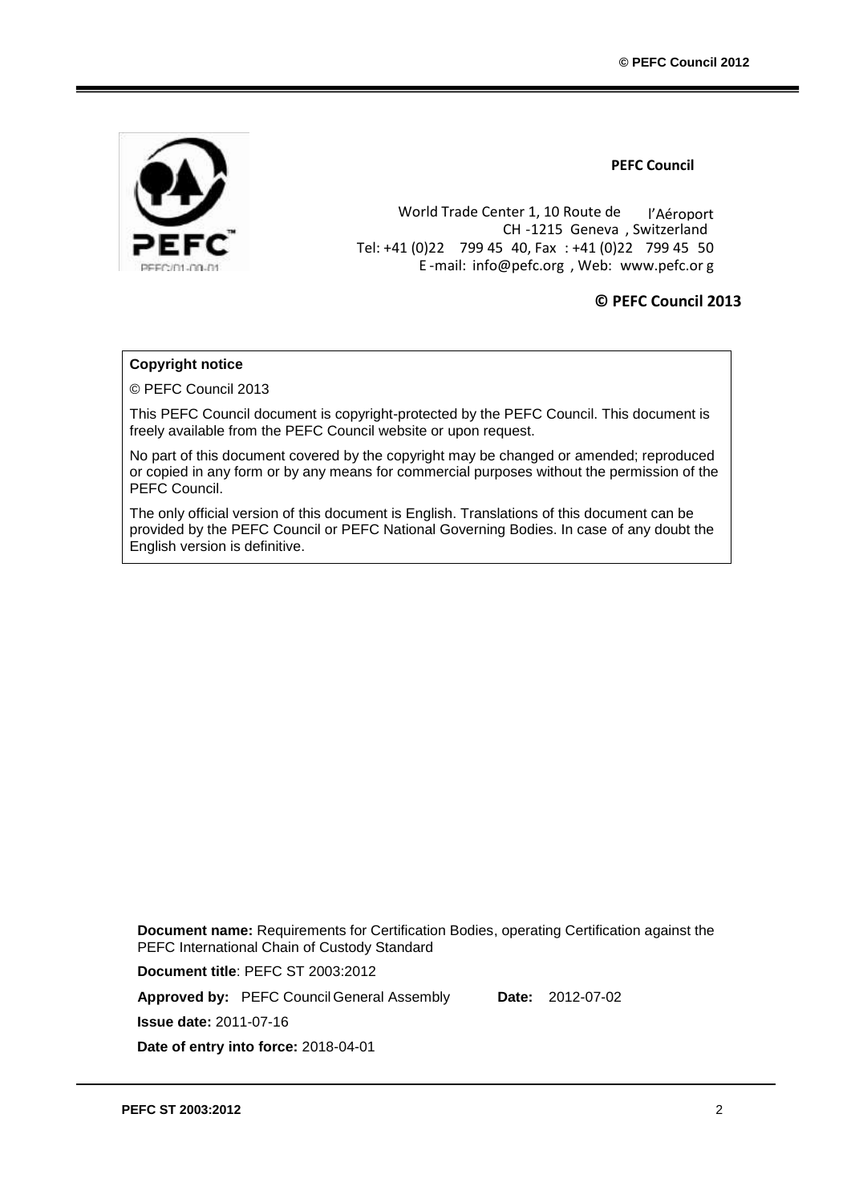**PEFC Council**

World Trade Center 1, 10 Route de l'Aéroport
CH -1215 Geneva , Switzerland
Tel: +41 (0)22 799 45 40, Fax : +41 (0)22 799 45 50
E -mail: info@pefc.org , Web: www.pefc.org

**© PEFC Council 2013**

**Copyright notice**

© PEFC Council 2013

This PEFC Council document is copyright-protected by the PEFC Council. This document is freely available from the PEFC Council website or upon request.

No part of this document covered by the copyright may be changed or amended; reproduced or copied in any form or by any means for commercial purposes without the permission of the PEFC Council.

The only official version of this document is English. Translations of this document can be provided by the PEFC Council or PEFC National Governing Bodies. In case of any doubt the English version is definitive.

**Document name:** Requirements for Certification Bodies, operating Certification against the PEFC International Chain of Custody Standard

**Document title**: PEFC ST 2003:2012

**Approved by:** PEFC Council General Assembly **Date:** 2012-07-02

**Issue date:** 2011-07-16

**Date of entry into force:** 2018-04-01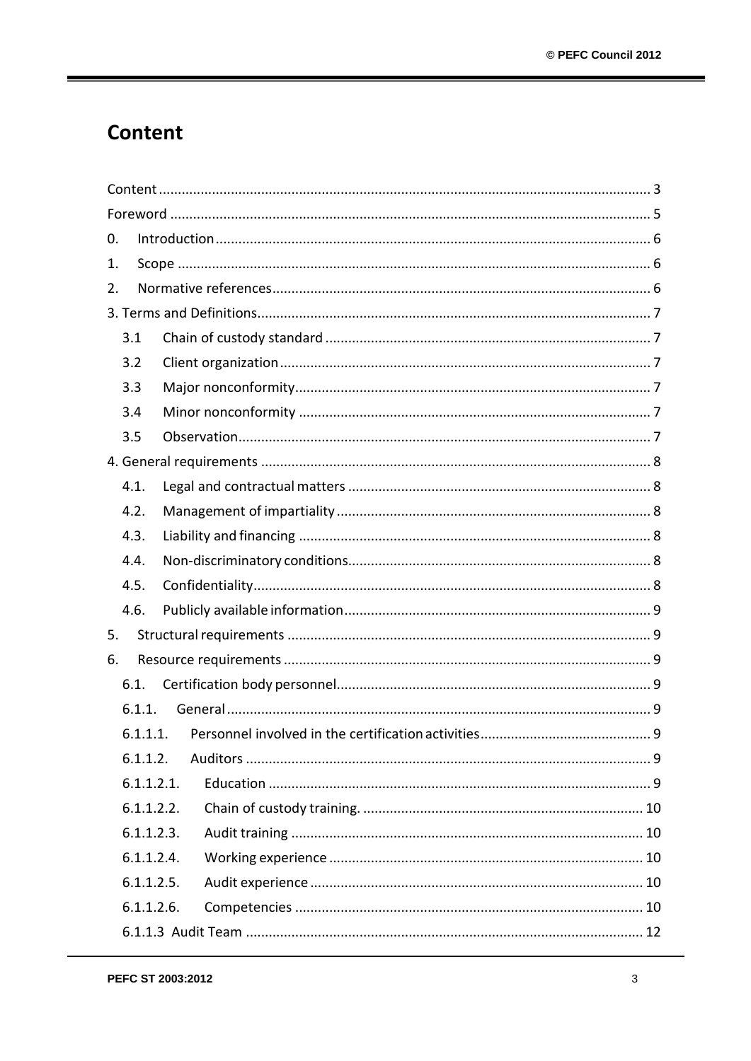# Content

Content ..................................................................................................................... 3
Foreword ................................................................................................................... 5
0. Introduction ........................................................................................................ 6
1. Scope ................................................................................................................... 6
2. Normative references .......................................................................................... 6
3. Terms and Definitions ........................................................................................... 7
  3.1 Chain of custody standard ................................................................................ 7
  3.2 Client organization ........................................................................................... 7
  3.3 Major nonconformity ......................................................................................... 7
  3.4 Minor nonconformity ......................................................................................... 7
  3.5 Observation ....................................................................................................... 7
4. General requirements ............................................................................................ 8
  4.1. Legal and contractual matters ......................................................................... 8
  4.2. Management of impartiality ............................................................................. 8
  4.3. Liability and financing ...................................................................................... 8
  4.4. Non-discriminatory conditions .......................................................................... 8
  4.5. Confidentiality .................................................................................................. 8
  4.6. Publicly available information ......................................................................... 9
5. Structural requirements ........................................................................................ 9
6. Resource requirements .......................................................................................... 9
  6.1. Certification body personnel ............................................................................ 9
  6.1.1. General .......................................................................................................... 9
  6.1.1.1. Personnel involved in the certification activities ....................................... 9
  6.1.1.2. Auditors ...................................................................................................... 9
  6.1.1.2.1. Education ............................................................................................... 9
  6.1.1.2.2. Chain of custody training. .................................................................... 10
  6.1.1.2.3. Audit training ....................................................................................... 10
  6.1.1.2.4. Working experience ............................................................................. 10
  6.1.1.2.5. Audit experience .................................................................................. 10
  6.1.1.2.6. Competencies ...................................................................................... 10
  6.1.1.3 Audit Team ................................................................................................. 12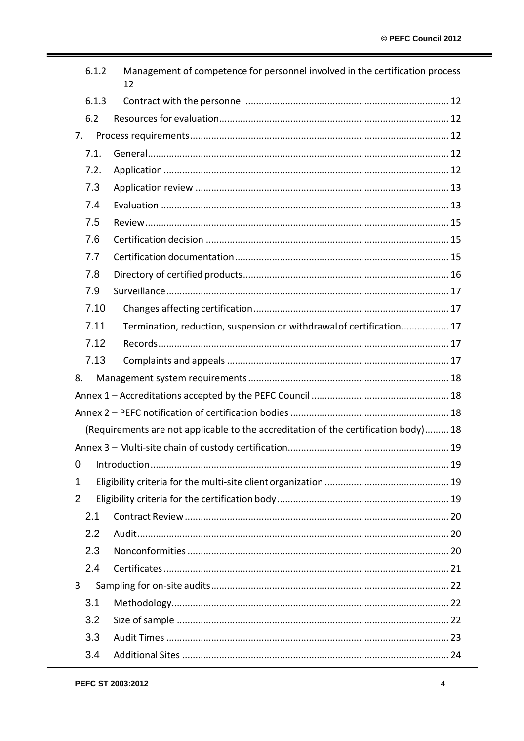6.1.2 Management of competence for personnel involved in the certification process 12

6.1.3 Contract with the personnel ... 12

6.2 Resources for evaluation ... 12

7. Process requirements ... 12

7.1. General ... 12

7.2. Application ... 12

7.3 Application review ... 13

7.4 Evaluation ... 13

7.5 Review ... 15

7.6 Certification decision ... 15

7.7 Certification documentation ... 15

7.8 Directory of certified products ... 16

7.9 Surveillance ... 17

7.10 Changes affecting certification ... 17

7.11 Termination, reduction, suspension or withdrawal of certification ... 17

7.12 Records ... 17

7.13 Complaints and appeals ... 17

8. Management system requirements ... 18

Annex 1 – Accreditations accepted by the PEFC Council ... 18

Annex 2 – PEFC notification of certification bodies ... 18

(Requirements are not applicable to the accreditation of the certification body) ... 18

Annex 3 – Multi-site chain of custody certification ... 19

0 Introduction ... 19

1 Eligibility criteria for the multi-site client organization ... 19

2 Eligibility criteria for the certification body ... 19

2.1 Contract Review ... 20

2.2 Audit ... 20

2.3 Nonconformities ... 20

2.4 Certificates ... 21

3 Sampling for on-site audits ... 22

3.1 Methodology ... 22

3.2 Size of sample ... 22

3.3 Audit Times ... 23

3.4 Additional Sites ... 24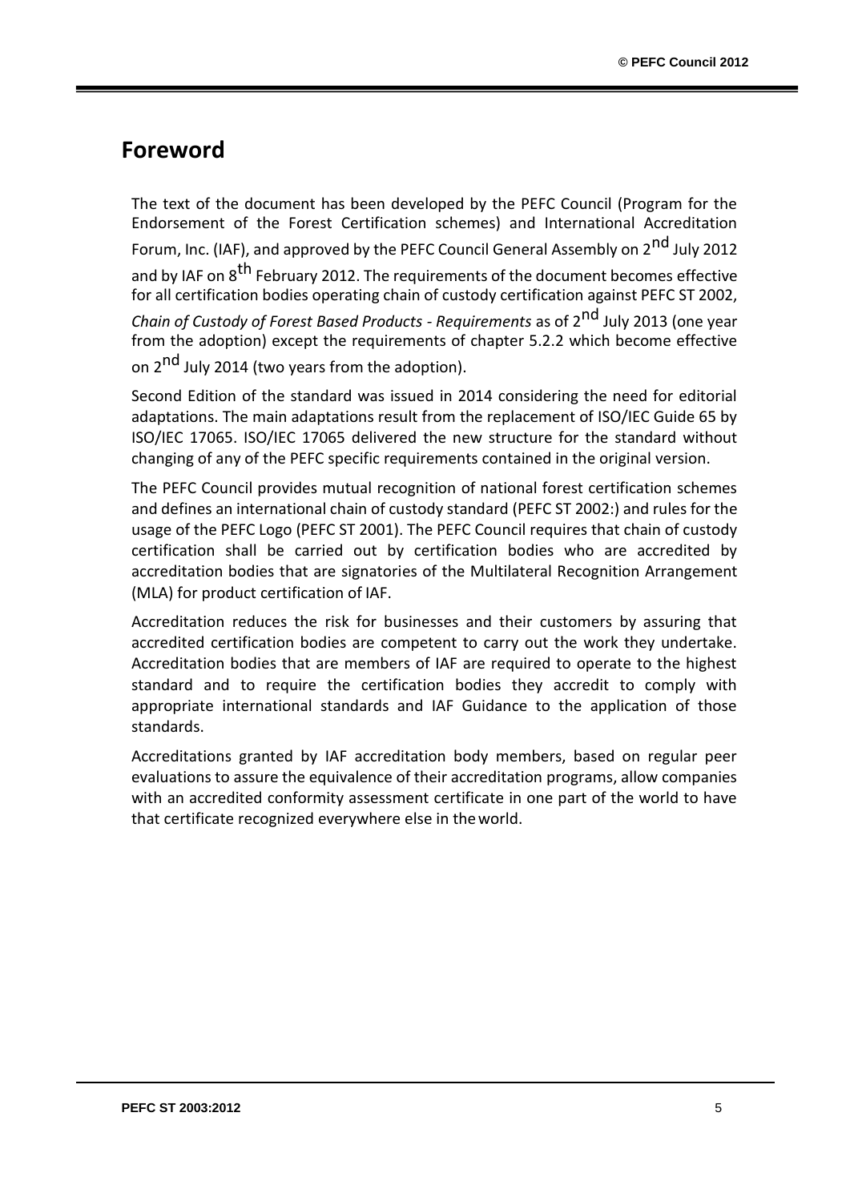## Foreword

The text of the document has been developed by the PEFC Council (Program for the Endorsement of the Forest Certification schemes) and International Accreditation Forum, Inc. (IAF), and approved by the PEFC Council General Assembly on 2$^{nd}$ July 2012 and by IAF on 8$^{th}$ February 2012. The requirements of the document becomes effective for all certification bodies operating chain of custody certification against PEFC ST 2002, *Chain of Custody of Forest Based Products - Requirements* as of 2$^{nd}$ July 2013 (one year from the adoption) except the requirements of chapter 5.2.2 which become effective on 2$^{nd}$ July 2014 (two years from the adoption).

Second Edition of the standard was issued in 2014 considering the need for editorial adaptations. The main adaptations result from the replacement of ISO/IEC Guide 65 by ISO/IEC 17065. ISO/IEC 17065 delivered the new structure for the standard without changing of any of the PEFC specific requirements contained in the original version.

The PEFC Council provides mutual recognition of national forest certification schemes and defines an international chain of custody standard (PEFC ST 2002:) and rules for the usage of the PEFC Logo (PEFC ST 2001). The PEFC Council requires that chain of custody certification shall be carried out by certification bodies who are accredited by accreditation bodies that are signatories of the Multilateral Recognition Arrangement (MLA) for product certification of IAF.

Accreditation reduces the risk for businesses and their customers by assuring that accredited certification bodies are competent to carry out the work they undertake. Accreditation bodies that are members of IAF are required to operate to the highest standard and to require the certification bodies they accredit to comply with appropriate international standards and IAF Guidance to the application of those standards.

Accreditations granted by IAF accreditation body members, based on regular peer evaluations to assure the equivalence of their accreditation programs, allow companies with an accredited conformity assessment certificate in one part of the world to have that certificate recognized everywhere else in the world.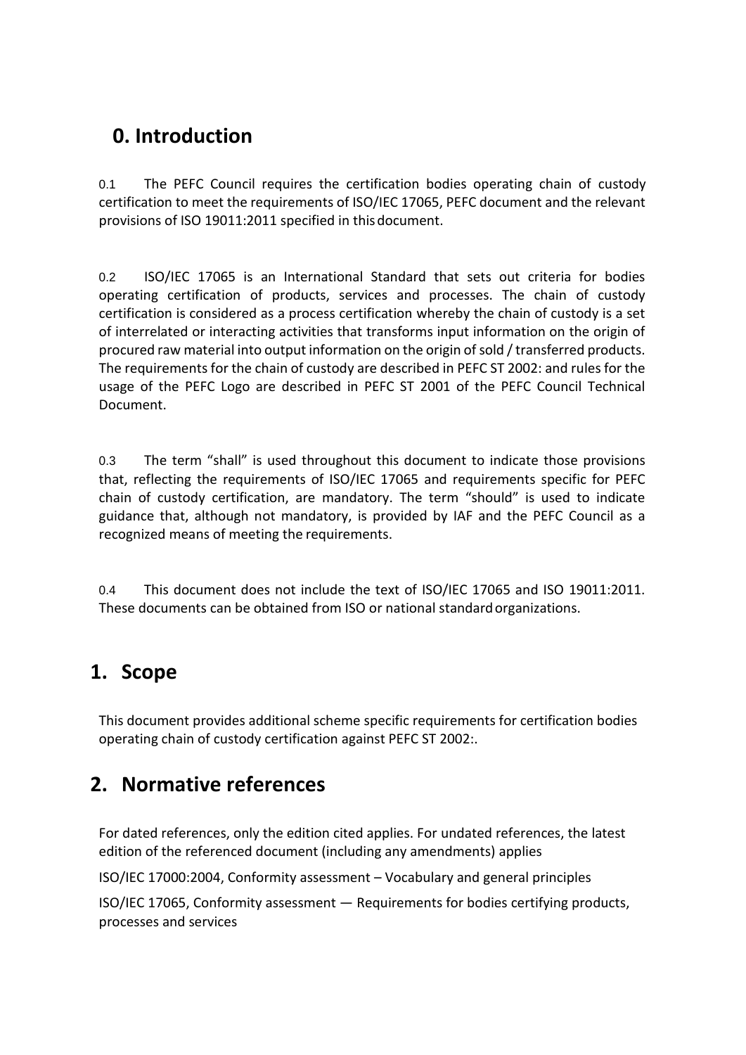# 0. Introduction

0.1 The PEFC Council requires the certification bodies operating chain of custody certification to meet the requirements of ISO/IEC 17065, PEFC document and the relevant provisions of ISO 19011:2011 specified in this document.

0.2 ISO/IEC 17065 is an International Standard that sets out criteria for bodies operating certification of products, services and processes. The chain of custody certification is considered as a process certification whereby the chain of custody is a set of interrelated or interacting activities that transforms input information on the origin of procured raw material into output information on the origin of sold / transferred products. The requirements for the chain of custody are described in PEFC ST 2002: and rules for the usage of the PEFC Logo are described in PEFC ST 2001 of the PEFC Council Technical Document.

0.3 The term "shall" is used throughout this document to indicate those provisions that, reflecting the requirements of ISO/IEC 17065 and requirements specific for PEFC chain of custody certification, are mandatory. The term "should" is used to indicate guidance that, although not mandatory, is provided by IAF and the PEFC Council as a recognized means of meeting the requirements.

0.4 This document does not include the text of ISO/IEC 17065 and ISO 19011:2011. These documents can be obtained from ISO or national standard organizations.

# 1. Scope

This document provides additional scheme specific requirements for certification bodies operating chain of custody certification against PEFC ST 2002:.

# 2. Normative references

For dated references, only the edition cited applies. For undated references, the latest edition of the referenced document (including any amendments) applies

ISO/IEC 17000:2004, Conformity assessment – Vocabulary and general principles

ISO/IEC 17065, Conformity assessment — Requirements for bodies certifying products, processes and services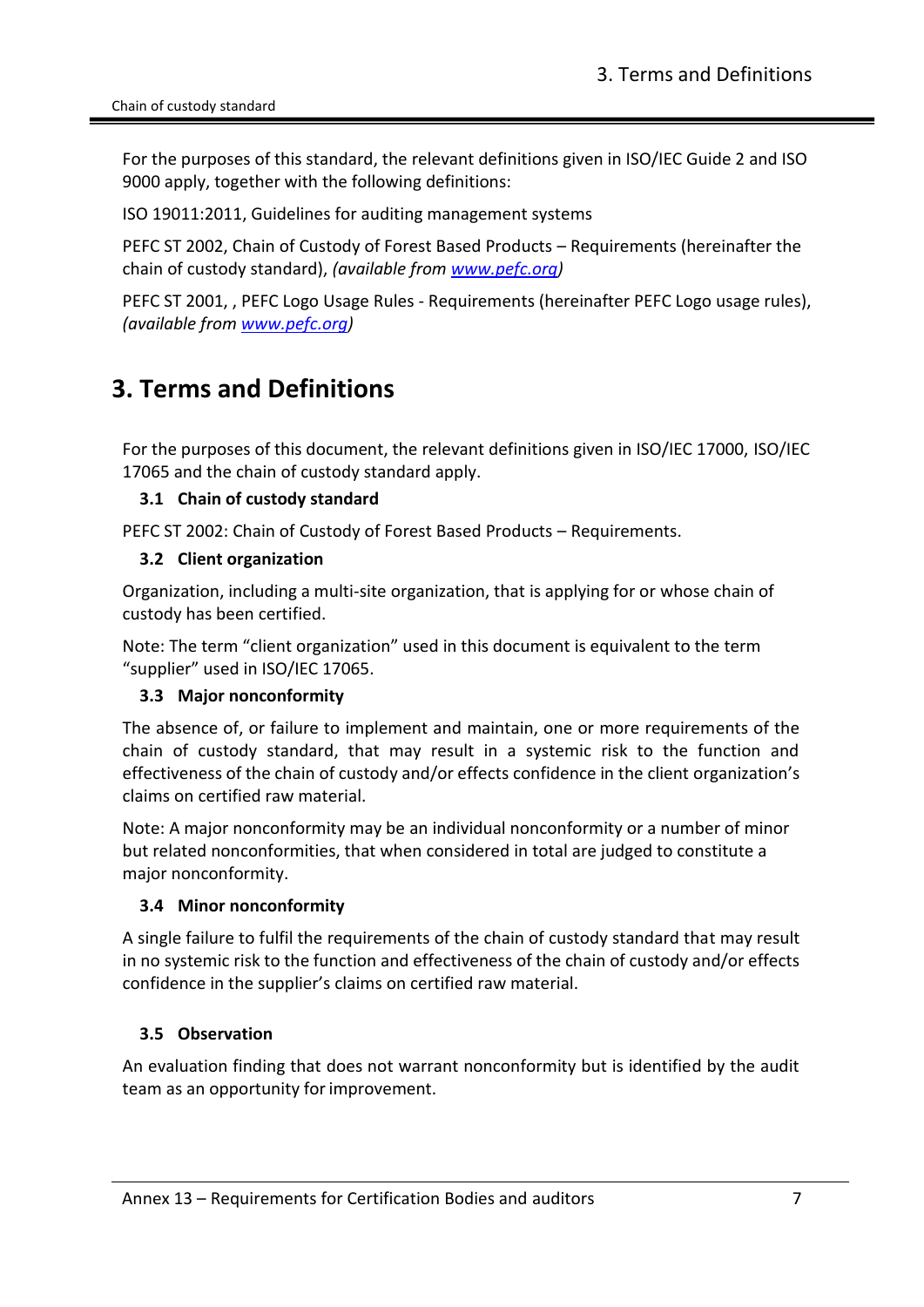For the purposes of this standard, the relevant definitions given in ISO/IEC Guide 2 and ISO 9000 apply, together with the following definitions:

ISO 19011:2011, Guidelines for auditing management systems

PEFC ST 2002, Chain of Custody of Forest Based Products – Requirements (hereinafter the chain of custody standard), *(available from [www.pefc.org](http://www.pefc.org))*

PEFC ST 2001, , PEFC Logo Usage Rules - Requirements (hereinafter PEFC Logo usage rules), *(available from [www.pefc.org](http://www.pefc.org))*

# 3. Terms and Definitions

For the purposes of this document, the relevant definitions given in ISO/IEC 17000, ISO/IEC 17065 and the chain of custody standard apply.

### 3.1 Chain of custody standard

PEFC ST 2002: Chain of Custody of Forest Based Products – Requirements.

### 3.2 Client organization

Organization, including a multi-site organization, that is applying for or whose chain of custody has been certified.

Note: The term "client organization" used in this document is equivalent to the term "supplier" used in ISO/IEC 17065.

### 3.3 Major nonconformity

The absence of, or failure to implement and maintain, one or more requirements of the chain of custody standard, that may result in a systemic risk to the function and effectiveness of the chain of custody and/or effects confidence in the client organization's claims on certified raw material.

Note: A major nonconformity may be an individual nonconformity or a number of minor but related nonconformities, that when considered in total are judged to constitute a major nonconformity.

### 3.4 Minor nonconformity

A single failure to fulfil the requirements of the chain of custody standard that may result in no systemic risk to the function and effectiveness of the chain of custody and/or effects confidence in the supplier's claims on certified raw material.

### 3.5 Observation

An evaluation finding that does not warrant nonconformity but is identified by the audit team as an opportunity for improvement.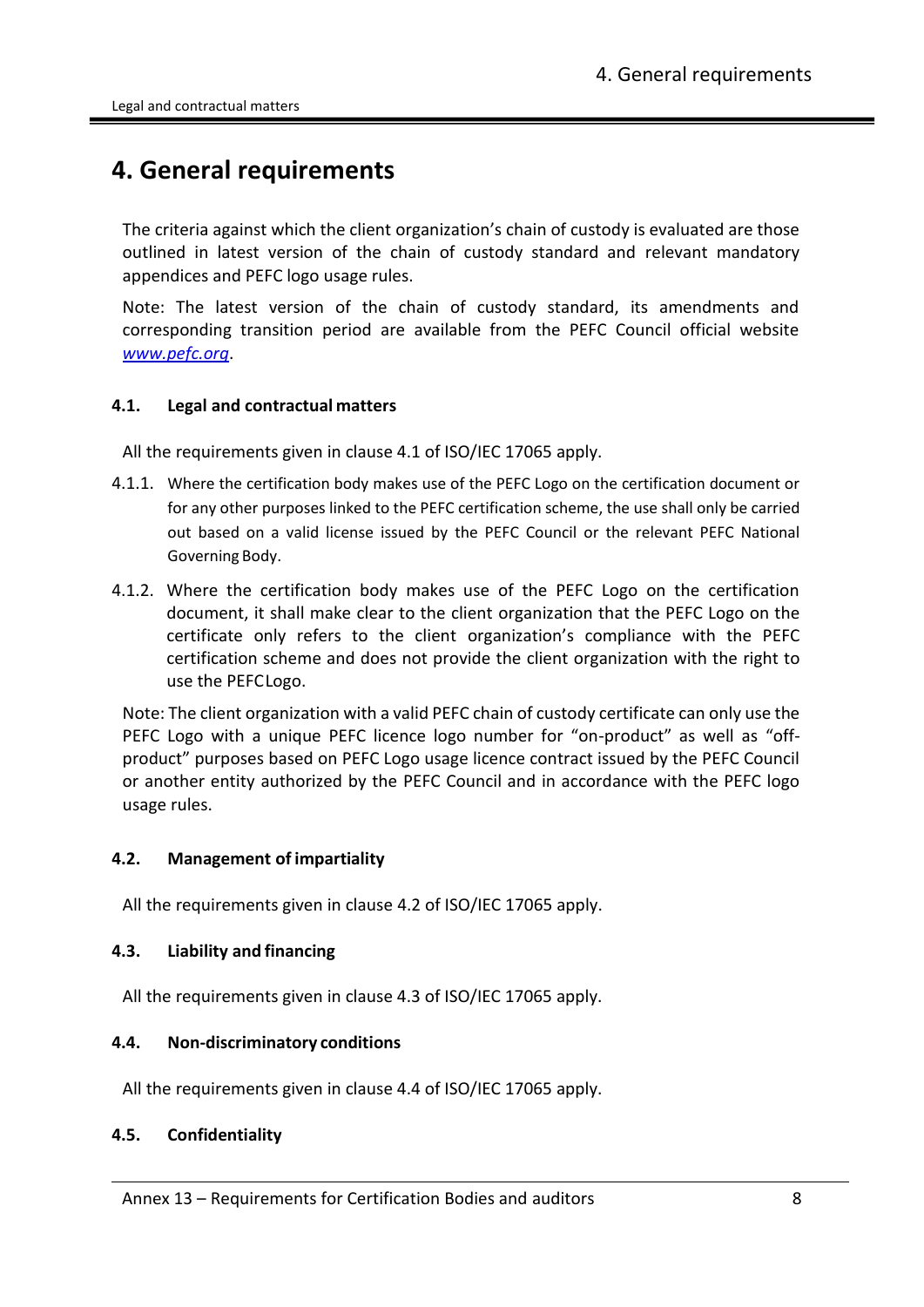# 4. General requirements

The criteria against which the client organization's chain of custody is evaluated are those outlined in latest version of the chain of custody standard and relevant mandatory appendices and PEFC logo usage rules.

Note: The latest version of the chain of custody standard, its amendments and corresponding transition period are available from the PEFC Council official website *www.pefc.org*.

## 4.1. Legal and contractual matters

All the requirements given in clause 4.1 of ISO/IEC 17065 apply.

4.1.1. Where the certification body makes use of the PEFC Logo on the certification document or for any other purposes linked to the PEFC certification scheme, the use shall only be carried out based on a valid license issued by the PEFC Council or the relevant PEFC National Governing Body.

4.1.2. Where the certification body makes use of the PEFC Logo on the certification document, it shall make clear to the client organization that the PEFC Logo on the certificate only refers to the client organization's compliance with the PEFC certification scheme and does not provide the client organization with the right to use the PEFC Logo.

Note: The client organization with a valid PEFC chain of custody certificate can only use the PEFC Logo with a unique PEFC licence logo number for "on-product" as well as "off-product" purposes based on PEFC Logo usage licence contract issued by the PEFC Council or another entity authorized by the PEFC Council and in accordance with the PEFC logo usage rules.

## 4.2. Management of impartiality

All the requirements given in clause 4.2 of ISO/IEC 17065 apply.

## 4.3. Liability and financing

All the requirements given in clause 4.3 of ISO/IEC 17065 apply.

## 4.4. Non-discriminatory conditions

All the requirements given in clause 4.4 of ISO/IEC 17065 apply.

## 4.5. Confidentiality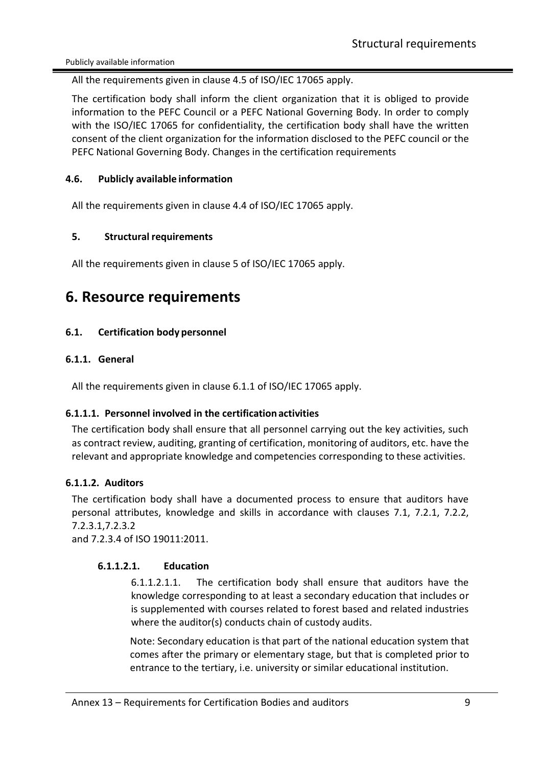All the requirements given in clause 4.5 of ISO/IEC 17065 apply.

The certification body shall inform the client organization that it is obliged to provide information to the PEFC Council or a PEFC National Governing Body. In order to comply with the ISO/IEC 17065 for confidentiality, the certification body shall have the written consent of the client organization for the information disclosed to the PEFC council or the PEFC National Governing Body. Changes in the certification requirements

#### 4.6. Publicly available information

All the requirements given in clause 4.4 of ISO/IEC 17065 apply.

#### 5. Structural requirements

All the requirements given in clause 5 of ISO/IEC 17065 apply.

# 6. Resource requirements

#### 6.1. Certification body personnel

#### 6.1.1. General

All the requirements given in clause 6.1.1 of ISO/IEC 17065 apply.

#### 6.1.1.1. Personnel involved in the certification activities

The certification body shall ensure that all personnel carrying out the key activities, such as contract review, auditing, granting of certification, monitoring of auditors, etc. have the relevant and appropriate knowledge and competencies corresponding to these activities.

#### 6.1.1.2. Auditors

The certification body shall have a documented process to ensure that auditors have personal attributes, knowledge and skills in accordance with clauses 7.1, 7.2.1, 7.2.2, 7.2.3.1,7.2.3.2
and 7.2.3.4 of ISO 19011:2011.

##### 6.1.1.2.1. Education

6.1.1.2.1.1. The certification body shall ensure that auditors have the knowledge corresponding to at least a secondary education that includes or is supplemented with courses related to forest based and related industries where the auditor(s) conducts chain of custody audits.

Note: Secondary education is that part of the national education system that comes after the primary or elementary stage, but that is completed prior to entrance to the tertiary, i.e. university or similar educational institution.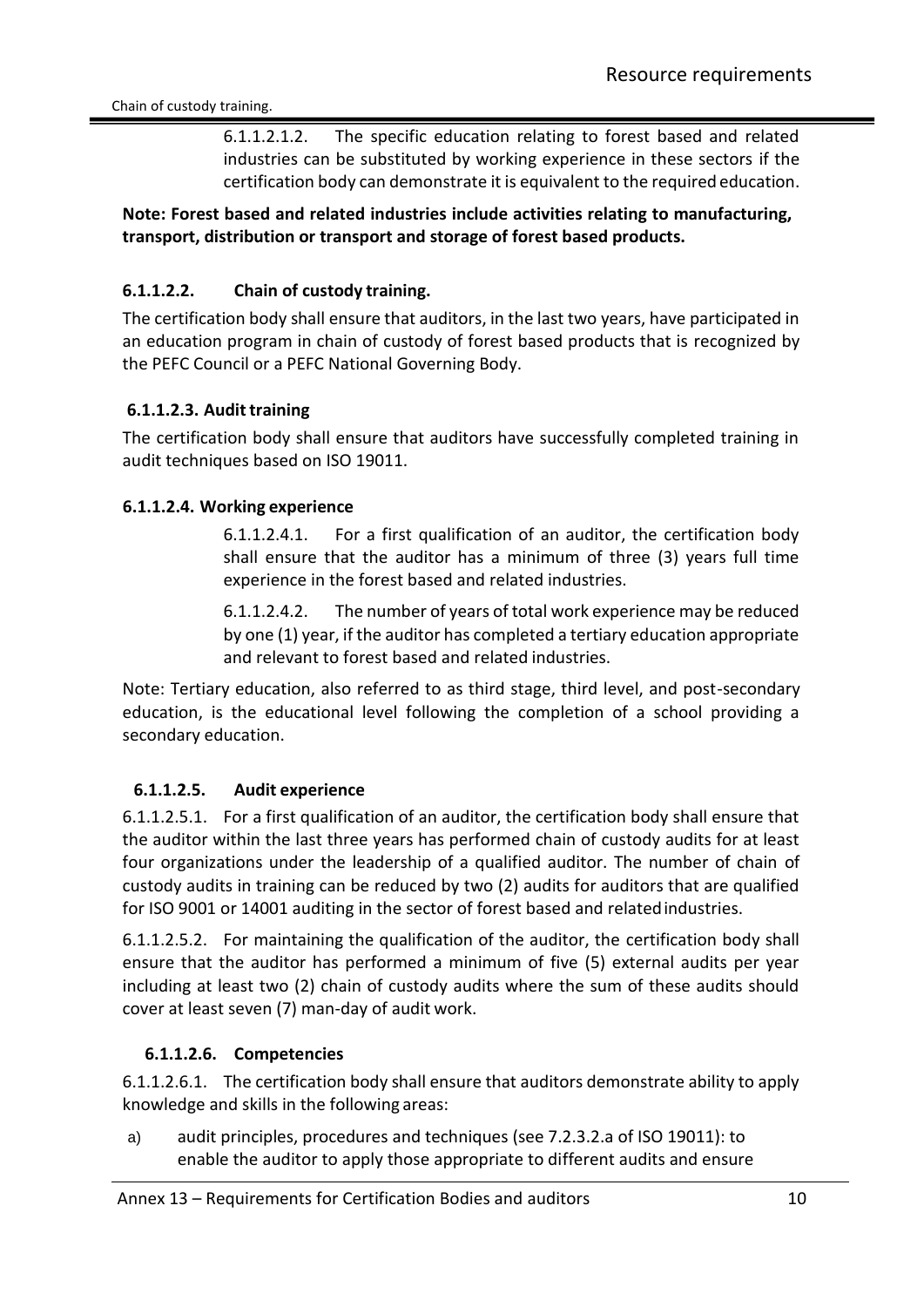6.1.1.2.1.2. The specific education relating to forest based and related industries can be substituted by working experience in these sectors if the certification body can demonstrate it is equivalent to the required education.

**Note: Forest based and related industries include activities relating to manufacturing, transport, distribution or transport and storage of forest based products.**

#### 6.1.1.2.2. Chain of custody training.

The certification body shall ensure that auditors, in the last two years, have participated in an education program in chain of custody of forest based products that is recognized by the PEFC Council or a PEFC National Governing Body.

#### 6.1.1.2.3. Audit training

The certification body shall ensure that auditors have successfully completed training in audit techniques based on ISO 19011.

#### 6.1.1.2.4. Working experience

6.1.1.2.4.1. For a first qualification of an auditor, the certification body shall ensure that the auditor has a minimum of three (3) years full time experience in the forest based and related industries.

6.1.1.2.4.2. The number of years of total work experience may be reduced by one (1) year, if the auditor has completed a tertiary education appropriate and relevant to forest based and related industries.

Note: Tertiary education, also referred to as third stage, third level, and post-secondary education, is the educational level following the completion of a school providing a secondary education.

#### 6.1.1.2.5. Audit experience

6.1.1.2.5.1. For a first qualification of an auditor, the certification body shall ensure that the auditor within the last three years has performed chain of custody audits for at least four organizations under the leadership of a qualified auditor. The number of chain of custody audits in training can be reduced by two (2) audits for auditors that are qualified for ISO 9001 or 14001 auditing in the sector of forest based and related industries.

6.1.1.2.5.2. For maintaining the qualification of the auditor, the certification body shall ensure that the auditor has performed a minimum of five (5) external audits per year including at least two (2) chain of custody audits where the sum of these audits should cover at least seven (7) man-day of audit work.

#### 6.1.1.2.6. Competencies

6.1.1.2.6.1. The certification body shall ensure that auditors demonstrate ability to apply knowledge and skills in the following areas:

a) audit principles, procedures and techniques (see 7.2.3.2.a of ISO 19011): to enable the auditor to apply those appropriate to different audits and ensure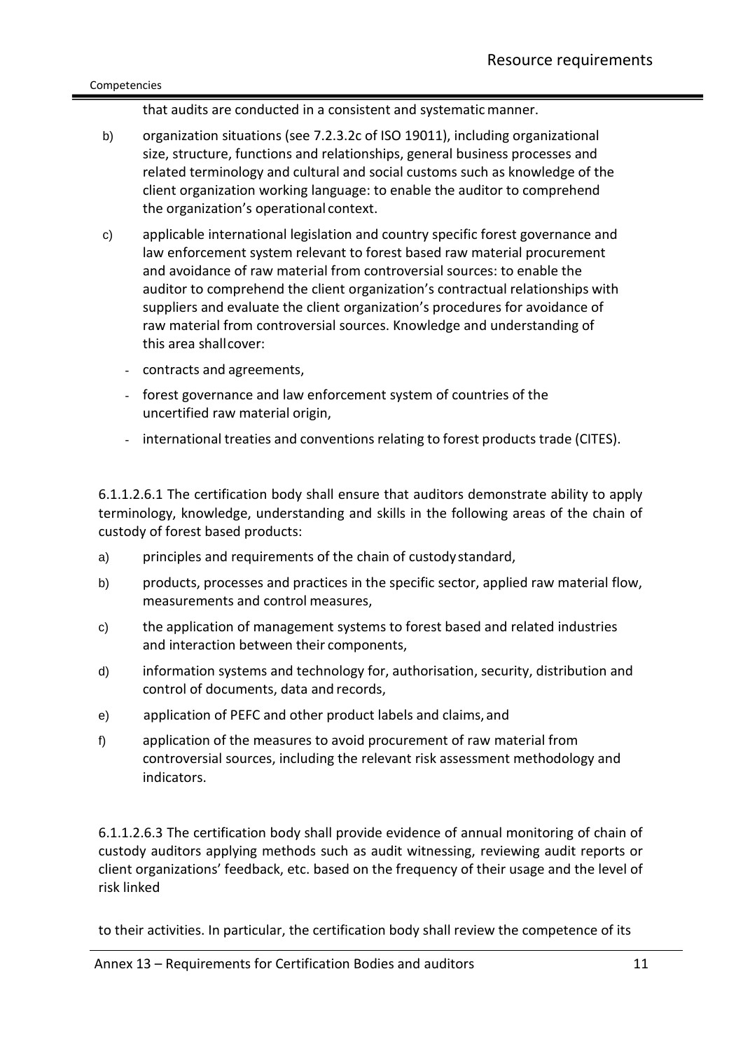that audits are conducted in a consistent and systematic manner.

b) organization situations (see 7.2.3.2c of ISO 19011), including organizational size, structure, functions and relationships, general business processes and related terminology and cultural and social customs such as knowledge of the client organization working language: to enable the auditor to comprehend the organization's operational context.

c) applicable international legislation and country specific forest governance and law enforcement system relevant to forest based raw material procurement and avoidance of raw material from controversial sources: to enable the auditor to comprehend the client organization's contractual relationships with suppliers and evaluate the client organization's procedures for avoidance of raw material from controversial sources. Knowledge and understanding of this area shall cover:

- contracts and agreements,
- forest governance and law enforcement system of countries of the uncertified raw material origin,
- international treaties and conventions relating to forest products trade (CITES).

6.1.1.2.6.1 The certification body shall ensure that auditors demonstrate ability to apply terminology, knowledge, understanding and skills in the following areas of the chain of custody of forest based products:

a) principles and requirements of the chain of custody standard,

b) products, processes and practices in the specific sector, applied raw material flow, measurements and control measures,

c) the application of management systems to forest based and related industries and interaction between their components,

d) information systems and technology for, authorisation, security, distribution and control of documents, data and records,

e) application of PEFC and other product labels and claims, and

f) application of the measures to avoid procurement of raw material from controversial sources, including the relevant risk assessment methodology and indicators.

6.1.1.2.6.3 The certification body shall provide evidence of annual monitoring of chain of custody auditors applying methods such as audit witnessing, reviewing audit reports or client organizations' feedback, etc. based on the frequency of their usage and the level of risk linked

to their activities. In particular, the certification body shall review the competence of its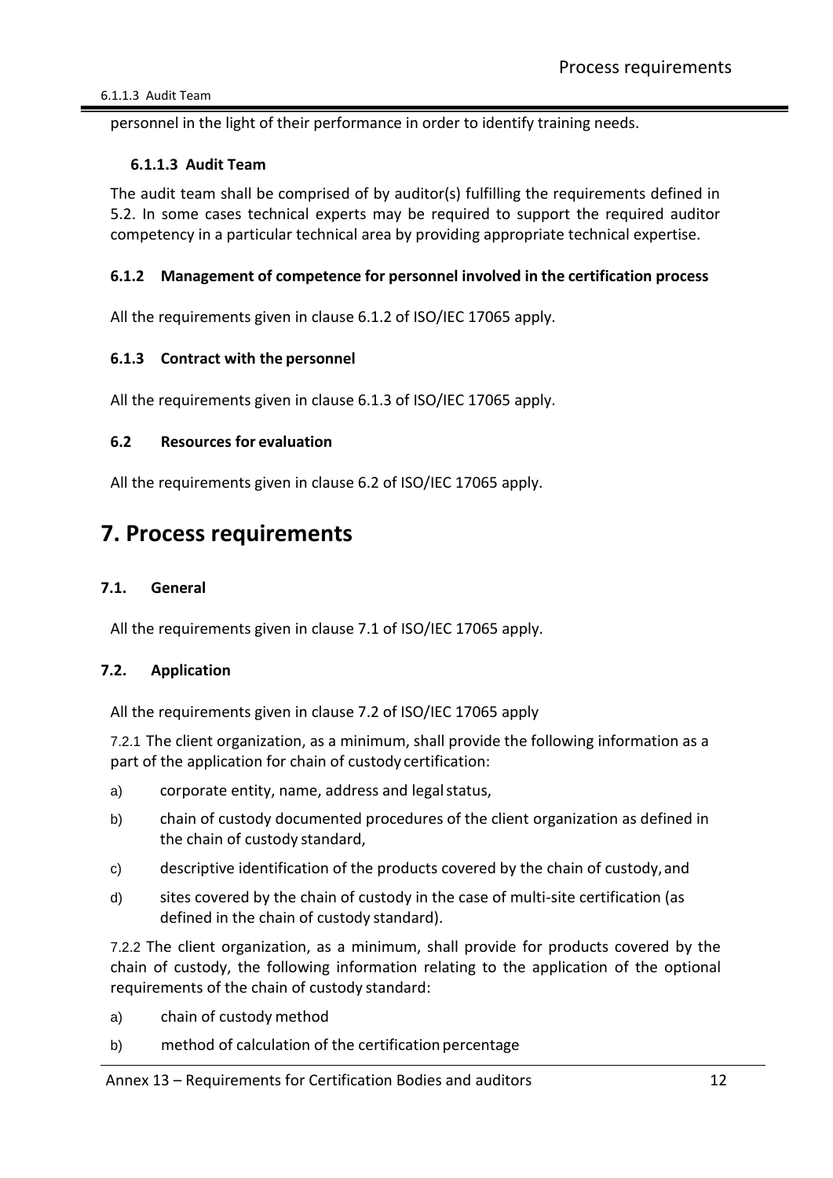personnel in the light of their performance in order to identify training needs.

#### 6.1.1.3 Audit Team

The audit team shall be comprised of by auditor(s) fulfilling the requirements defined in 5.2. In some cases technical experts may be required to support the required auditor competency in a particular technical area by providing appropriate technical expertise.

### 6.1.2 Management of competence for personnel involved in the certification process

All the requirements given in clause 6.1.2 of ISO/IEC 17065 apply.

### 6.1.3 Contract with the personnel

All the requirements given in clause 6.1.3 of ISO/IEC 17065 apply.

### 6.2 Resources for evaluation

All the requirements given in clause 6.2 of ISO/IEC 17065 apply.

# 7. Process requirements

### 7.1. General

All the requirements given in clause 7.1 of ISO/IEC 17065 apply.

### 7.2. Application

All the requirements given in clause 7.2 of ISO/IEC 17065 apply

7.2.1 The client organization, as a minimum, shall provide the following information as a part of the application for chain of custody certification:

a) corporate entity, name, address and legal status,

b) chain of custody documented procedures of the client organization as defined in the chain of custody standard,

c) descriptive identification of the products covered by the chain of custody, and

d) sites covered by the chain of custody in the case of multi-site certification (as defined in the chain of custody standard).

7.2.2 The client organization, as a minimum, shall provide for products covered by the chain of custody, the following information relating to the application of the optional requirements of the chain of custody standard:

a) chain of custody method

b) method of calculation of the certification percentage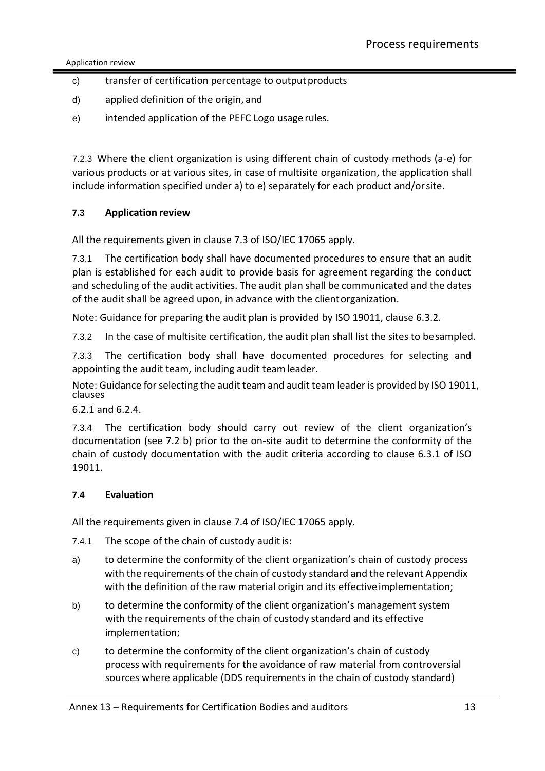c) transfer of certification percentage to output products

d) applied definition of the origin, and

e) intended application of the PEFC Logo usage rules.

7.2.3 Where the client organization is using different chain of custody methods (a-e) for various products or at various sites, in case of multisite organization, the application shall include information specified under a) to e) separately for each product and/or site.

### 7.3 Application review

All the requirements given in clause 7.3 of ISO/IEC 17065 apply.

7.3.1 The certification body shall have documented procedures to ensure that an audit plan is established for each audit to provide basis for agreement regarding the conduct and scheduling of the audit activities. The audit plan shall be communicated and the dates of the audit shall be agreed upon, in advance with the client organization.

Note: Guidance for preparing the audit plan is provided by ISO 19011, clause 6.3.2.

7.3.2 In the case of multisite certification, the audit plan shall list the sites to be sampled.

7.3.3 The certification body shall have documented procedures for selecting and appointing the audit team, including audit team leader.

Note: Guidance for selecting the audit team and audit team leader is provided by ISO 19011, clauses 6.2.1 and 6.2.4.

7.3.4 The certification body should carry out review of the client organization's documentation (see 7.2 b) prior to the on-site audit to determine the conformity of the chain of custody documentation with the audit criteria according to clause 6.3.1 of ISO 19011.

### 7.4 Evaluation

All the requirements given in clause 7.4 of ISO/IEC 17065 apply.

7.4.1 The scope of the chain of custody audit is:

a) to determine the conformity of the client organization's chain of custody process with the requirements of the chain of custody standard and the relevant Appendix with the definition of the raw material origin and its effective implementation;

b) to determine the conformity of the client organization's management system with the requirements of the chain of custody standard and its effective implementation;

c) to determine the conformity of the client organization's chain of custody process with requirements for the avoidance of raw material from controversial sources where applicable (DDS requirements in the chain of custody standard)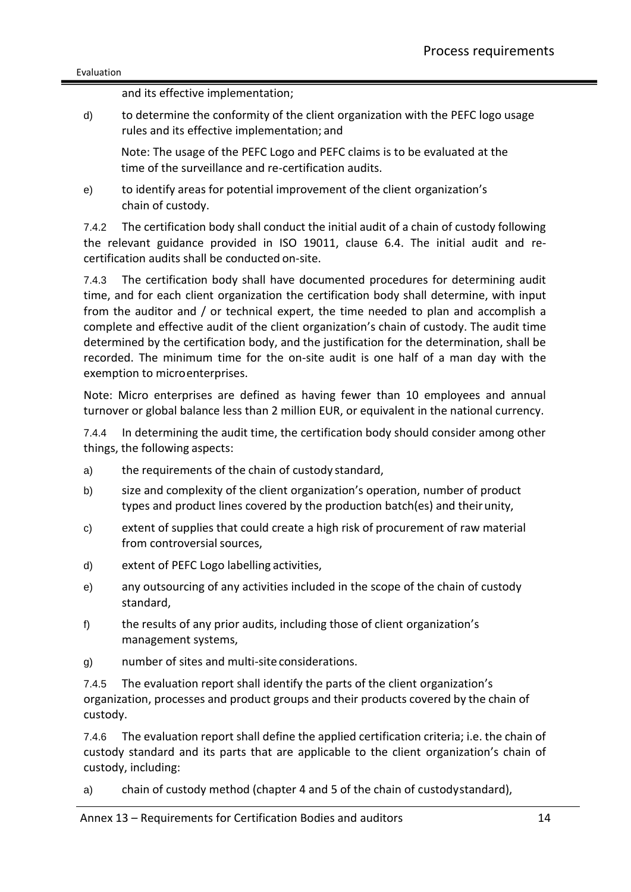and its effective implementation;

d) to determine the conformity of the client organization with the PEFC logo usage rules and its effective implementation; and

Note: The usage of the PEFC Logo and PEFC claims is to be evaluated at the time of the surveillance and re-certification audits.

e) to identify areas for potential improvement of the client organization's chain of custody.

7.4.2 The certification body shall conduct the initial audit of a chain of custody following the relevant guidance provided in ISO 19011, clause 6.4. The initial audit and re-certification audits shall be conducted on-site.

7.4.3 The certification body shall have documented procedures for determining audit time, and for each client organization the certification body shall determine, with input from the auditor and / or technical expert, the time needed to plan and accomplish a complete and effective audit of the client organization's chain of custody. The audit time determined by the certification body, and the justification for the determination, shall be recorded. The minimum time for the on-site audit is one half of a man day with the exemption to micro enterprises.

Note: Micro enterprises are defined as having fewer than 10 employees and annual turnover or global balance less than 2 million EUR, or equivalent in the national currency.

7.4.4 In determining the audit time, the certification body should consider among other things, the following aspects:

a) the requirements of the chain of custody standard,

b) size and complexity of the client organization's operation, number of product types and product lines covered by the production batch(es) and their unity,

c) extent of supplies that could create a high risk of procurement of raw material from controversial sources,

d) extent of PEFC Logo labelling activities,

e) any outsourcing of any activities included in the scope of the chain of custody standard,

f) the results of any prior audits, including those of client organization's management systems,

g) number of sites and multi-site considerations.

7.4.5 The evaluation report shall identify the parts of the client organization's organization, processes and product groups and their products covered by the chain of custody.

7.4.6 The evaluation report shall define the applied certification criteria; i.e. the chain of custody standard and its parts that are applicable to the client organization's chain of custody, including:

a) chain of custody method (chapter 4 and 5 of the chain of custody standard),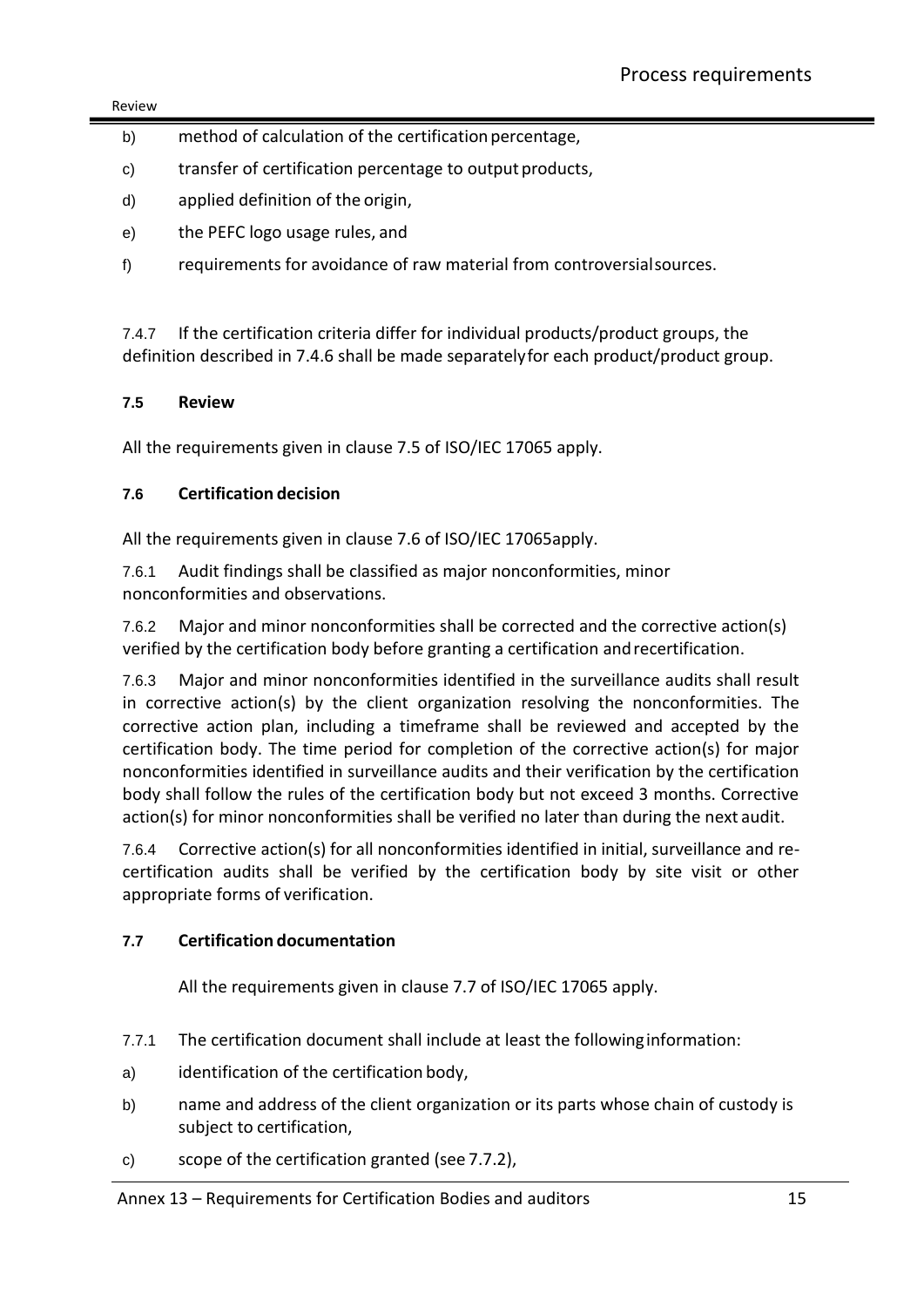b) method of calculation of the certification percentage,

c) transfer of certification percentage to output products,

d) applied definition of the origin,

e) the PEFC logo usage rules, and

f) requirements for avoidance of raw material from controversial sources.

7.4.7 If the certification criteria differ for individual products/product groups, the definition described in 7.4.6 shall be made separately for each product/product group.

### 7.5 Review

All the requirements given in clause 7.5 of ISO/IEC 17065 apply.

### 7.6 Certification decision

All the requirements given in clause 7.6 of ISO/IEC 17065apply.

7.6.1 Audit findings shall be classified as major nonconformities, minor nonconformities and observations.

7.6.2 Major and minor nonconformities shall be corrected and the corrective action(s) verified by the certification body before granting a certification and recertification.

7.6.3 Major and minor nonconformities identified in the surveillance audits shall result in corrective action(s) by the client organization resolving the nonconformities. The corrective action plan, including a timeframe shall be reviewed and accepted by the certification body. The time period for completion of the corrective action(s) for major nonconformities identified in surveillance audits and their verification by the certification body shall follow the rules of the certification body but not exceed 3 months. Corrective action(s) for minor nonconformities shall be verified no later than during the next audit.

7.6.4 Corrective action(s) for all nonconformities identified in initial, surveillance and re-certification audits shall be verified by the certification body by site visit or other appropriate forms of verification.

### 7.7 Certification documentation

All the requirements given in clause 7.7 of ISO/IEC 17065 apply.

7.7.1 The certification document shall include at least the following information:

a) identification of the certification body,

b) name and address of the client organization or its parts whose chain of custody is subject to certification,

c) scope of the certification granted (see 7.7.2),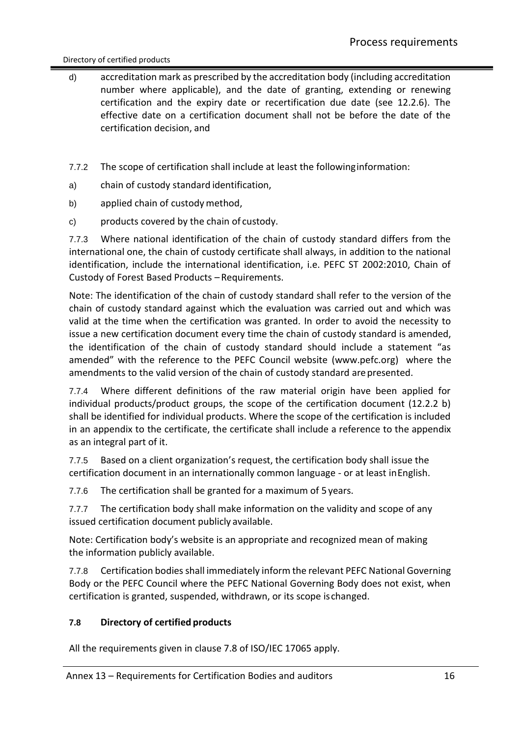d) accreditation mark as prescribed by the accreditation body (including accreditation number where applicable), and the date of granting, extending or renewing certification and the expiry date or recertification due date (see 12.2.6). The effective date on a certification document shall not be before the date of the certification decision, and

7.7.2 The scope of certification shall include at least the following information:

a) chain of custody standard identification,

b) applied chain of custody method,

c) products covered by the chain of custody.

7.7.3 Where national identification of the chain of custody standard differs from the international one, the chain of custody certificate shall always, in addition to the national identification, include the international identification, i.e. PEFC ST 2002:2010, Chain of Custody of Forest Based Products – Requirements.

Note: The identification of the chain of custody standard shall refer to the version of the chain of custody standard against which the evaluation was carried out and which was valid at the time when the certification was granted. In order to avoid the necessity to issue a new certification document every time the chain of custody standard is amended, the identification of the chain of custody standard should include a statement "as amended" with the reference to the PEFC Council website (www.pefc.org) where the amendments to the valid version of the chain of custody standard are presented.

7.7.4 Where different definitions of the raw material origin have been applied for individual products/product groups, the scope of the certification document (12.2.2 b) shall be identified for individual products. Where the scope of the certification is included in an appendix to the certificate, the certificate shall include a reference to the appendix as an integral part of it.

7.7.5 Based on a client organization's request, the certification body shall issue the certification document in an internationally common language - or at least in English.

7.7.6 The certification shall be granted for a maximum of 5 years.

7.7.7 The certification body shall make information on the validity and scope of any issued certification document publicly available.

Note: Certification body's website is an appropriate and recognized mean of making the information publicly available.

7.7.8 Certification bodies shall immediately inform the relevant PEFC National Governing Body or the PEFC Council where the PEFC National Governing Body does not exist, when certification is granted, suspended, withdrawn, or its scope is changed.

### 7.8 Directory of certified products

All the requirements given in clause 7.8 of ISO/IEC 17065 apply.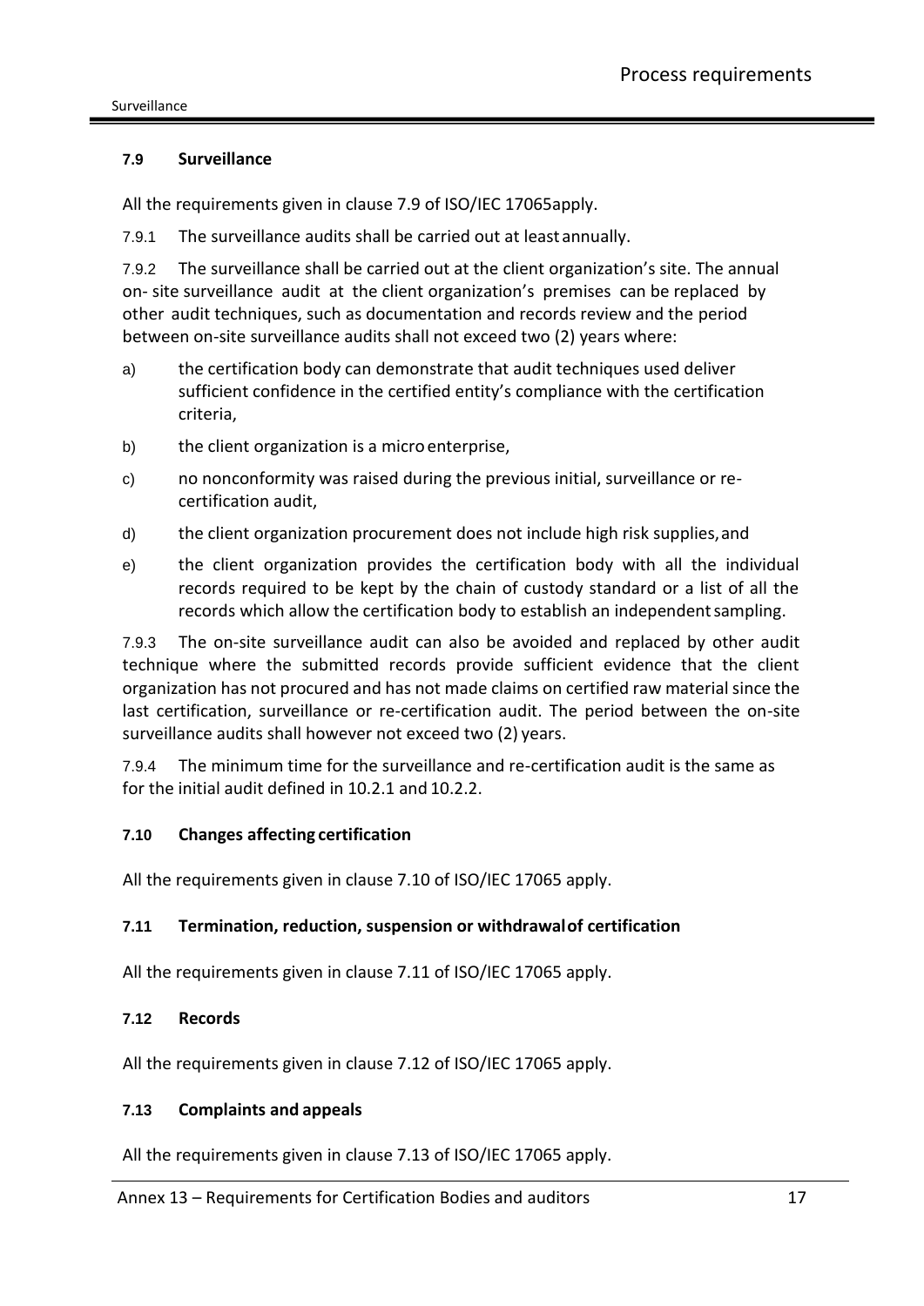### 7.9 Surveillance

All the requirements given in clause 7.9 of ISO/IEC 17065apply.

7.9.1 The surveillance audits shall be carried out at least annually.

7.9.2 The surveillance shall be carried out at the client organization's site. The annual on- site surveillance audit at the client organization's premises can be replaced by other audit techniques, such as documentation and records review and the period between on-site surveillance audits shall not exceed two (2) years where:

a) the certification body can demonstrate that audit techniques used deliver sufficient confidence in the certified entity's compliance with the certification criteria,

b) the client organization is a micro enterprise,

c) no nonconformity was raised during the previous initial, surveillance or re-certification audit,

d) the client organization procurement does not include high risk supplies, and

e) the client organization provides the certification body with all the individual records required to be kept by the chain of custody standard or a list of all the records which allow the certification body to establish an independent sampling.

7.9.3 The on-site surveillance audit can also be avoided and replaced by other audit technique where the submitted records provide sufficient evidence that the client organization has not procured and has not made claims on certified raw material since the last certification, surveillance or re-certification audit. The period between the on-site surveillance audits shall however not exceed two (2) years.

7.9.4 The minimum time for the surveillance and re-certification audit is the same as for the initial audit defined in 10.2.1 and 10.2.2.

### 7.10 Changes affecting certification

All the requirements given in clause 7.10 of ISO/IEC 17065 apply.

### 7.11 Termination, reduction, suspension or withdrawal of certification

All the requirements given in clause 7.11 of ISO/IEC 17065 apply.

### 7.12 Records

All the requirements given in clause 7.12 of ISO/IEC 17065 apply.

### 7.13 Complaints and appeals

All the requirements given in clause 7.13 of ISO/IEC 17065 apply.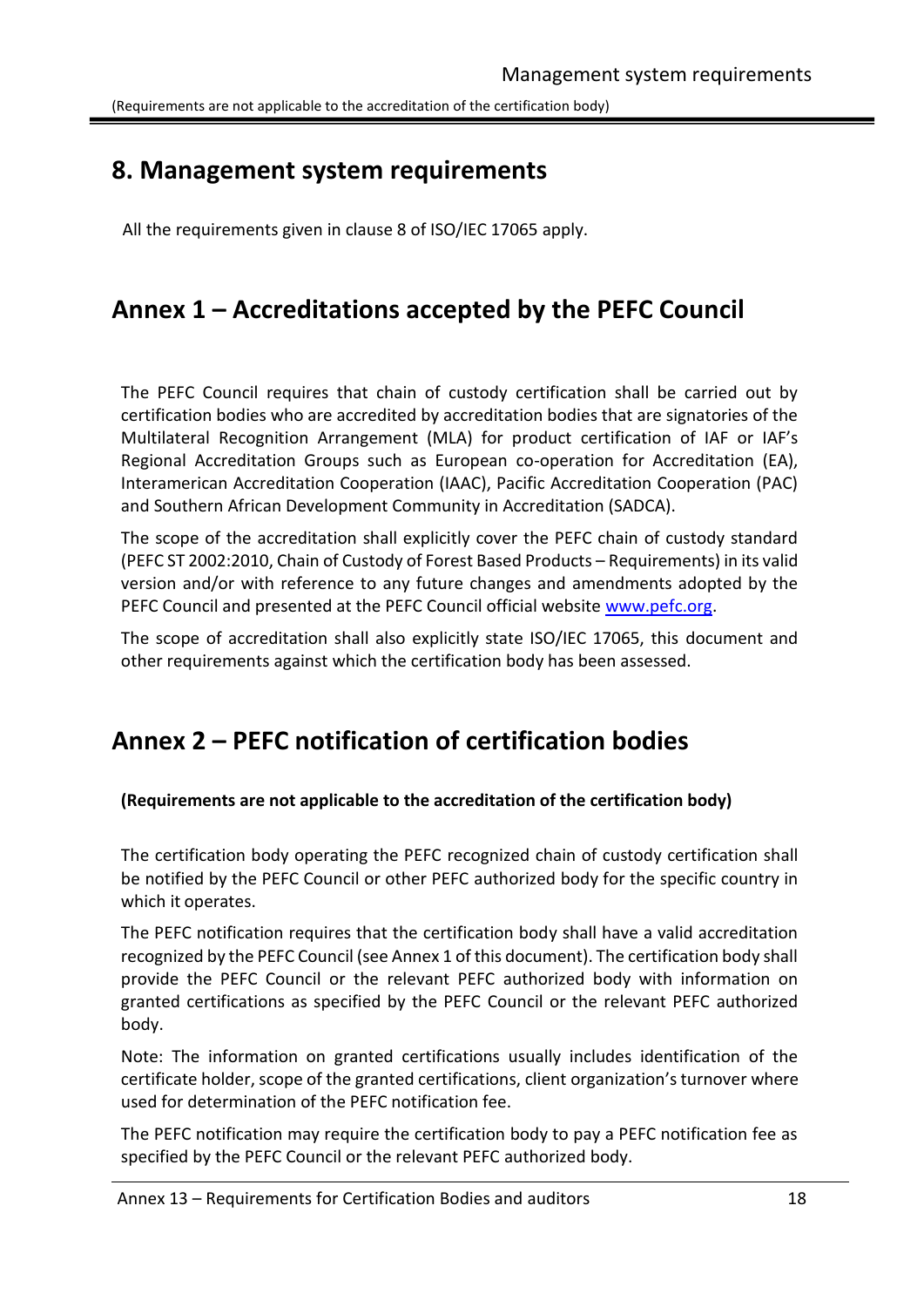# 8. Management system requirements

All the requirements given in clause 8 of ISO/IEC 17065 apply.

# Annex 1 – Accreditations accepted by the PEFC Council

The PEFC Council requires that chain of custody certification shall be carried out by certification bodies who are accredited by accreditation bodies that are signatories of the Multilateral Recognition Arrangement (MLA) for product certification of IAF or IAF's Regional Accreditation Groups such as European co-operation for Accreditation (EA), Interamerican Accreditation Cooperation (IAAC), Pacific Accreditation Cooperation (PAC) and Southern African Development Community in Accreditation (SADCA).

The scope of the accreditation shall explicitly cover the PEFC chain of custody standard (PEFC ST 2002:2010, Chain of Custody of Forest Based Products – Requirements) in its valid version and/or with reference to any future changes and amendments adopted by the PEFC Council and presented at the PEFC Council official website [www.pefc.org](http://www.pefc.org).

The scope of accreditation shall also explicitly state ISO/IEC 17065, this document and other requirements against which the certification body has been assessed.

# Annex 2 – PEFC notification of certification bodies

**(Requirements are not applicable to the accreditation of the certification body)**

The certification body operating the PEFC recognized chain of custody certification shall be notified by the PEFC Council or other PEFC authorized body for the specific country in which it operates.

The PEFC notification requires that the certification body shall have a valid accreditation recognized by the PEFC Council (see Annex 1 of this document). The certification body shall provide the PEFC Council or the relevant PEFC authorized body with information on granted certifications as specified by the PEFC Council or the relevant PEFC authorized body.

Note: The information on granted certifications usually includes identification of the certificate holder, scope of the granted certifications, client organization's turnover where used for determination of the PEFC notification fee.

The PEFC notification may require the certification body to pay a PEFC notification fee as specified by the PEFC Council or the relevant PEFC authorized body.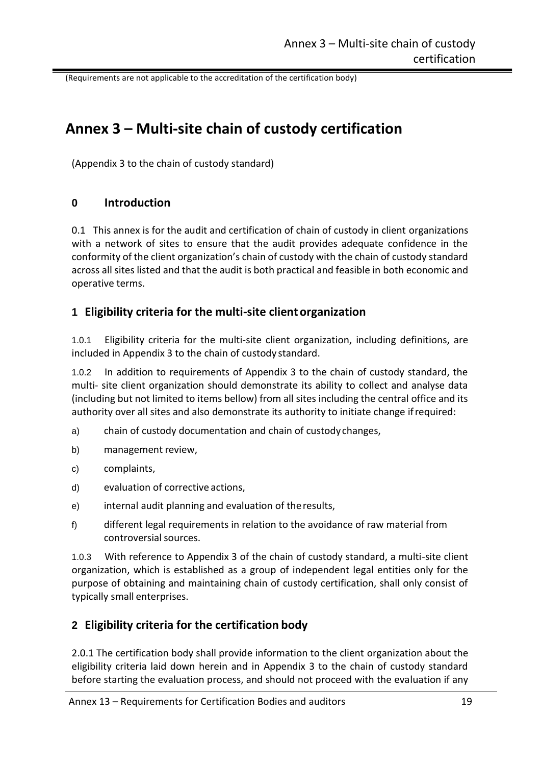(Requirements are not applicable to the accreditation of the certification body)

# Annex 3 – Multi-site chain of custody certification

(Appendix 3 to the chain of custody standard)

## 0 Introduction

0.1 This annex is for the audit and certification of chain of custody in client organizations with a network of sites to ensure that the audit provides adequate confidence in the conformity of the client organization's chain of custody with the chain of custody standard across all sites listed and that the audit is both practical and feasible in both economic and operative terms.

## 1 Eligibility criteria for the multi-site client organization

1.0.1 Eligibility criteria for the multi-site client organization, including definitions, are included in Appendix 3 to the chain of custody standard.

1.0.2 In addition to requirements of Appendix 3 to the chain of custody standard, the multi- site client organization should demonstrate its ability to collect and analyse data (including but not limited to items bellow) from all sites including the central office and its authority over all sites and also demonstrate its authority to initiate change if required:

a) chain of custody documentation and chain of custody changes,

b) management review,

c) complaints,

d) evaluation of corrective actions,

e) internal audit planning and evaluation of the results,

f) different legal requirements in relation to the avoidance of raw material from controversial sources.

1.0.3 With reference to Appendix 3 of the chain of custody standard, a multi-site client organization, which is established as a group of independent legal entities only for the purpose of obtaining and maintaining chain of custody certification, shall only consist of typically small enterprises.

## 2 Eligibility criteria for the certification body

2.0.1 The certification body shall provide information to the client organization about the eligibility criteria laid down herein and in Appendix 3 to the chain of custody standard before starting the evaluation process, and should not proceed with the evaluation if any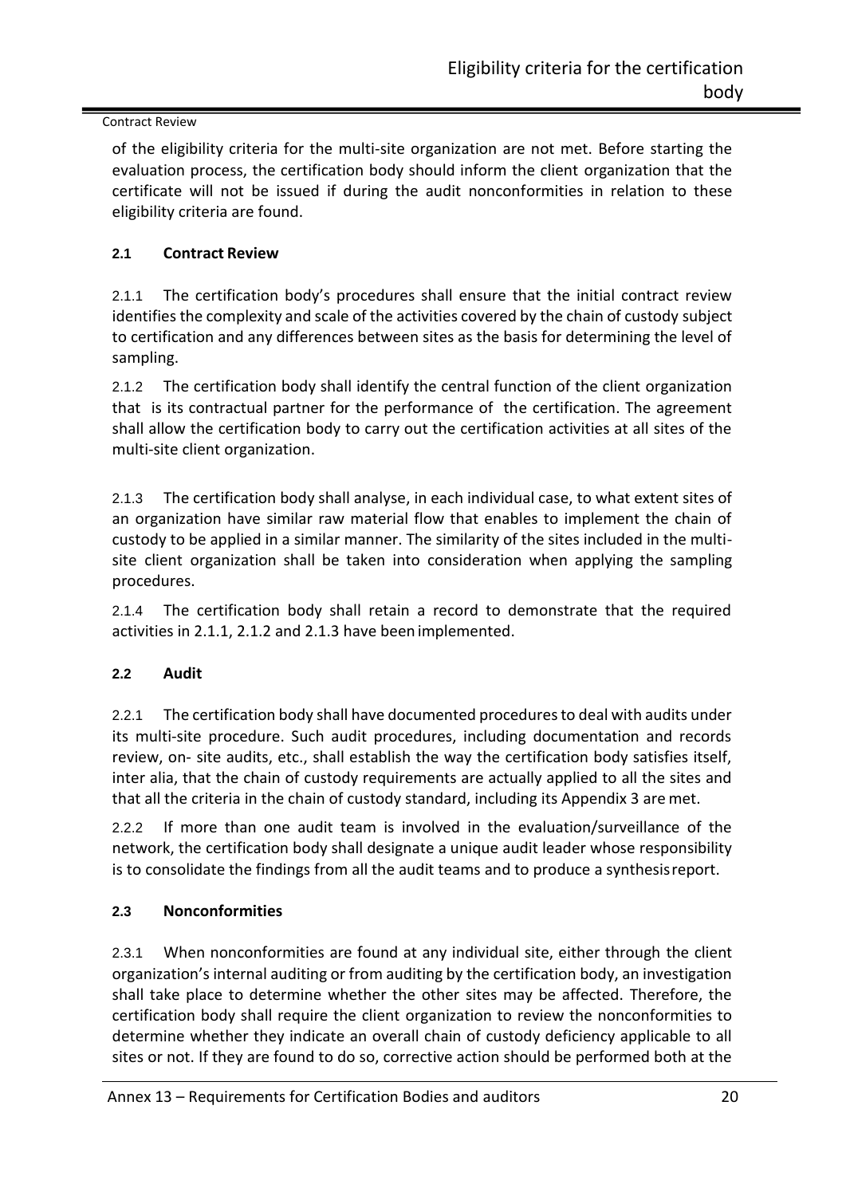of the eligibility criteria for the multi-site organization are not met. Before starting the evaluation process, the certification body should inform the client organization that the certificate will not be issued if during the audit nonconformities in relation to these eligibility criteria are found.

### 2.1 Contract Review

2.1.1 The certification body's procedures shall ensure that the initial contract review identifies the complexity and scale of the activities covered by the chain of custody subject to certification and any differences between sites as the basis for determining the level of sampling.

2.1.2 The certification body shall identify the central function of the client organization that is its contractual partner for the performance of the certification. The agreement shall allow the certification body to carry out the certification activities at all sites of the multi-site client organization.

2.1.3 The certification body shall analyse, in each individual case, to what extent sites of an organization have similar raw material flow that enables to implement the chain of custody to be applied in a similar manner. The similarity of the sites included in the multi-site client organization shall be taken into consideration when applying the sampling procedures.

2.1.4 The certification body shall retain a record to demonstrate that the required activities in 2.1.1, 2.1.2 and 2.1.3 have been implemented.

### 2.2 Audit

2.2.1 The certification body shall have documented procedures to deal with audits under its multi-site procedure. Such audit procedures, including documentation and records review, on- site audits, etc., shall establish the way the certification body satisfies itself, inter alia, that the chain of custody requirements are actually applied to all the sites and that all the criteria in the chain of custody standard, including its Appendix 3 are met.

2.2.2 If more than one audit team is involved in the evaluation/surveillance of the network, the certification body shall designate a unique audit leader whose responsibility is to consolidate the findings from all the audit teams and to produce a synthesis report.

### 2.3 Nonconformities

2.3.1 When nonconformities are found at any individual site, either through the client organization's internal auditing or from auditing by the certification body, an investigation shall take place to determine whether the other sites may be affected. Therefore, the certification body shall require the client organization to review the nonconformities to determine whether they indicate an overall chain of custody deficiency applicable to all sites or not. If they are found to do so, corrective action should be performed both at the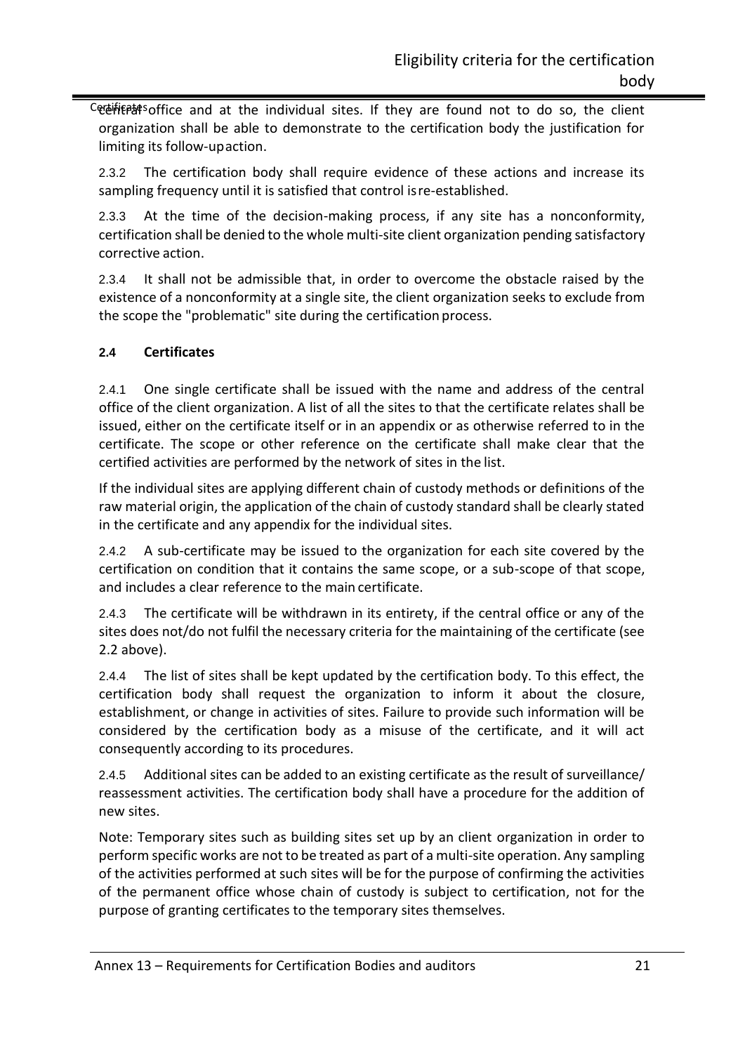central office and at the individual sites. If they are found not to do so, the client organization shall be able to demonstrate to the certification body the justification for limiting its follow-up action.

2.3.2 The certification body shall require evidence of these actions and increase its sampling frequency until it is satisfied that control is re-established.

2.3.3 At the time of the decision-making process, if any site has a nonconformity, certification shall be denied to the whole multi-site client organization pending satisfactory corrective action.

2.3.4 It shall not be admissible that, in order to overcome the obstacle raised by the existence of a nonconformity at a single site, the client organization seeks to exclude from the scope the "problematic" site during the certification process.

### 2.4 Certificates

2.4.1 One single certificate shall be issued with the name and address of the central office of the client organization. A list of all the sites to that the certificate relates shall be issued, either on the certificate itself or in an appendix or as otherwise referred to in the certificate. The scope or other reference on the certificate shall make clear that the certified activities are performed by the network of sites in the list.

If the individual sites are applying different chain of custody methods or definitions of the raw material origin, the application of the chain of custody standard shall be clearly stated in the certificate and any appendix for the individual sites.

2.4.2 A sub-certificate may be issued to the organization for each site covered by the certification on condition that it contains the same scope, or a sub-scope of that scope, and includes a clear reference to the main certificate.

2.4.3 The certificate will be withdrawn in its entirety, if the central office or any of the sites does not/do not fulfil the necessary criteria for the maintaining of the certificate (see 2.2 above).

2.4.4 The list of sites shall be kept updated by the certification body. To this effect, the certification body shall request the organization to inform it about the closure, establishment, or change in activities of sites. Failure to provide such information will be considered by the certification body as a misuse of the certificate, and it will act consequently according to its procedures.

2.4.5 Additional sites can be added to an existing certificate as the result of surveillance/ reassessment activities. The certification body shall have a procedure for the addition of new sites.

Note: Temporary sites such as building sites set up by an client organization in order to perform specific works are not to be treated as part of a multi-site operation. Any sampling of the activities performed at such sites will be for the purpose of confirming the activities of the permanent office whose chain of custody is subject to certification, not for the purpose of granting certificates to the temporary sites themselves.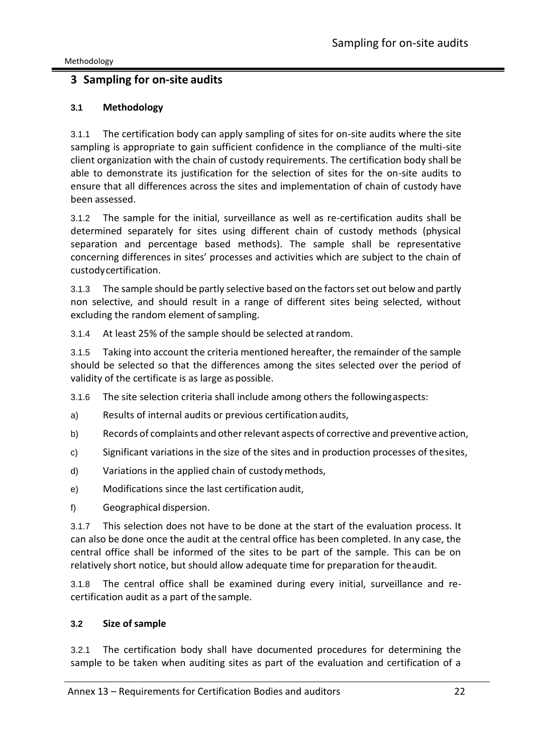## 3 Sampling for on-site audits

### 3.1 Methodology

3.1.1 The certification body can apply sampling of sites for on-site audits where the site sampling is appropriate to gain sufficient confidence in the compliance of the multi-site client organization with the chain of custody requirements. The certification body shall be able to demonstrate its justification for the selection of sites for the on-site audits to ensure that all differences across the sites and implementation of chain of custody have been assessed.

3.1.2 The sample for the initial, surveillance as well as re-certification audits shall be determined separately for sites using different chain of custody methods (physical separation and percentage based methods). The sample shall be representative concerning differences in sites' processes and activities which are subject to the chain of custody certification.

3.1.3 The sample should be partly selective based on the factors set out below and partly non selective, and should result in a range of different sites being selected, without excluding the random element of sampling.

3.1.4 At least 25% of the sample should be selected at random.

3.1.5 Taking into account the criteria mentioned hereafter, the remainder of the sample should be selected so that the differences among the sites selected over the period of validity of the certificate is as large as possible.

3.1.6 The site selection criteria shall include among others the following aspects:

a) Results of internal audits or previous certification audits,

b) Records of complaints and other relevant aspects of corrective and preventive action,

c) Significant variations in the size of the sites and in production processes of the sites,

d) Variations in the applied chain of custody methods,

e) Modifications since the last certification audit,

f) Geographical dispersion.

3.1.7 This selection does not have to be done at the start of the evaluation process. It can also be done once the audit at the central office has been completed. In any case, the central office shall be informed of the sites to be part of the sample. This can be on relatively short notice, but should allow adequate time for preparation for the audit.

3.1.8 The central office shall be examined during every initial, surveillance and re-certification audit as a part of the sample.

### 3.2 Size of sample

3.2.1 The certification body shall have documented procedures for determining the sample to be taken when auditing sites as part of the evaluation and certification of a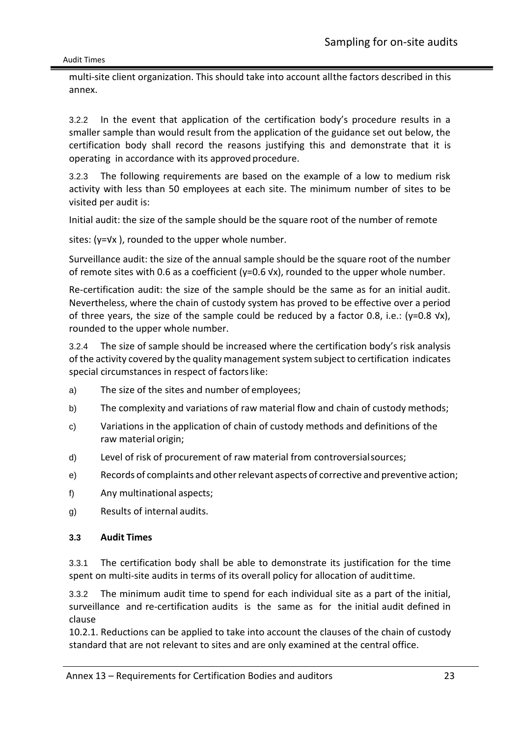multi-site client organization. This should take into account all the factors described in this annex.

3.2.2 In the event that application of the certification body's procedure results in a smaller sample than would result from the application of the guidance set out below, the certification body shall record the reasons justifying this and demonstrate that it is operating in accordance with its approved procedure.

3.2.3 The following requirements are based on the example of a low to medium risk activity with less than 50 employees at each site. The minimum number of sites to be visited per audit is:

Initial audit: the size of the sample should be the square root of the number of remote sites: ($y=\sqrt{x}$), rounded to the upper whole number.

Surveillance audit: the size of the annual sample should be the square root of the number of remote sites with 0.6 as a coefficient ($y=0.6\sqrt{x}$), rounded to the upper whole number.

Re-certification audit: the size of the sample should be the same as for an initial audit. Nevertheless, where the chain of custody system has proved to be effective over a period of three years, the size of the sample could be reduced by a factor 0.8, i.e.: ($y=0.8\sqrt{x}$), rounded to the upper whole number.

3.2.4 The size of sample should be increased where the certification body's risk analysis of the activity covered by the quality management system subject to certification indicates special circumstances in respect of factors like:

a) The size of the sites and number of employees;
b) The complexity and variations of raw material flow and chain of custody methods;
c) Variations in the application of chain of custody methods and definitions of the raw material origin;
d) Level of risk of procurement of raw material from controversial sources;
e) Records of complaints and other relevant aspects of corrective and preventive action;
f) Any multinational aspects;
g) Results of internal audits.

### 3.3 Audit Times

3.3.1 The certification body shall be able to demonstrate its justification for the time spent on multi-site audits in terms of its overall policy for allocation of audit time.

3.3.2 The minimum audit time to spend for each individual site as a part of the initial, surveillance and re-certification audits is the same as for the initial audit defined in clause 10.2.1. Reductions can be applied to take into account the clauses of the chain of custody standard that are not relevant to sites and are only examined at the central office.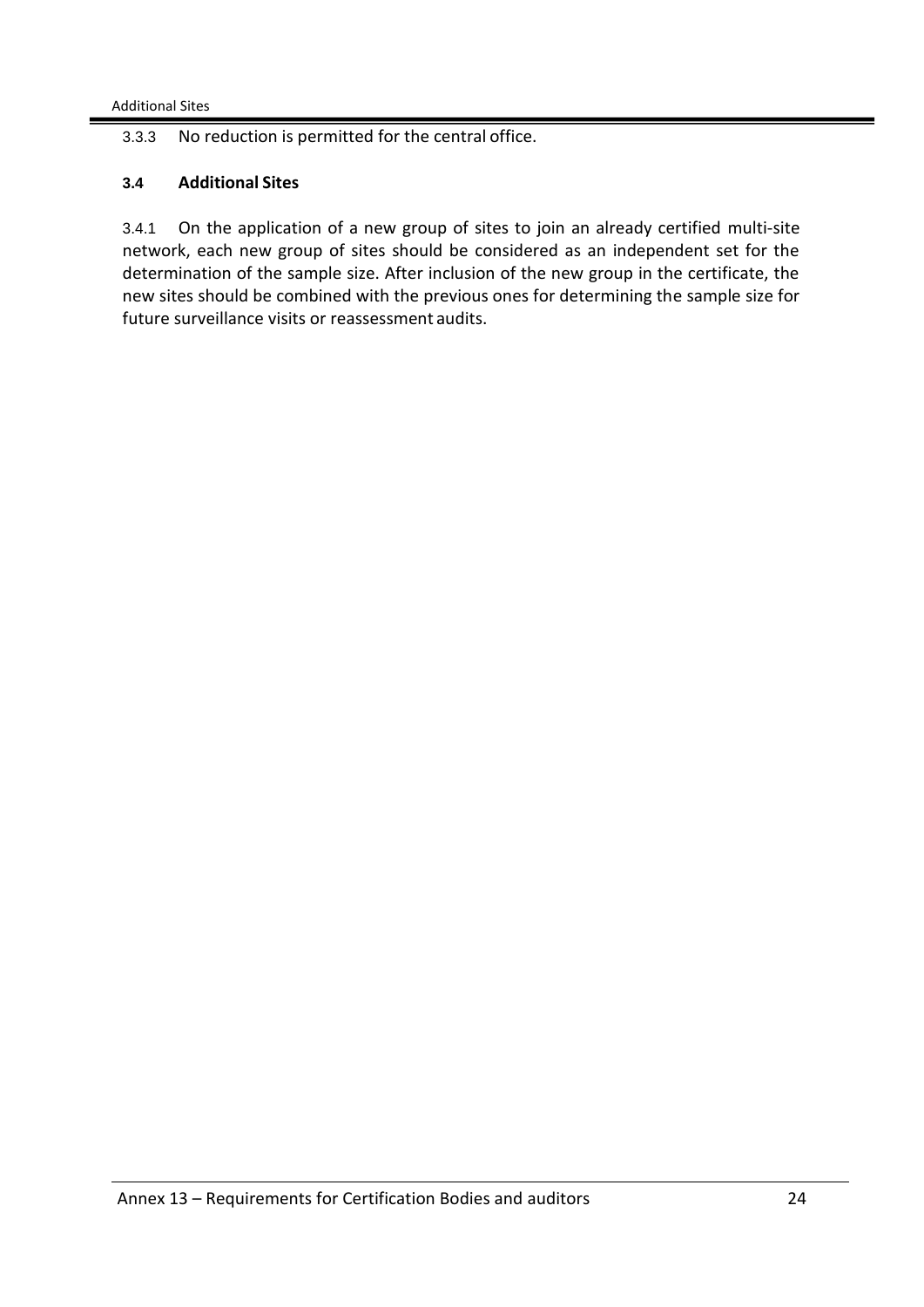3.3.3 No reduction is permitted for the central office.

### 3.4 Additional Sites

3.4.1 On the application of a new group of sites to join an already certified multi-site network, each new group of sites should be considered as an independent set for the determination of the sample size. After inclusion of the new group in the certificate, the new sites should be combined with the previous ones for determining the sample size for future surveillance visits or reassessment audits.